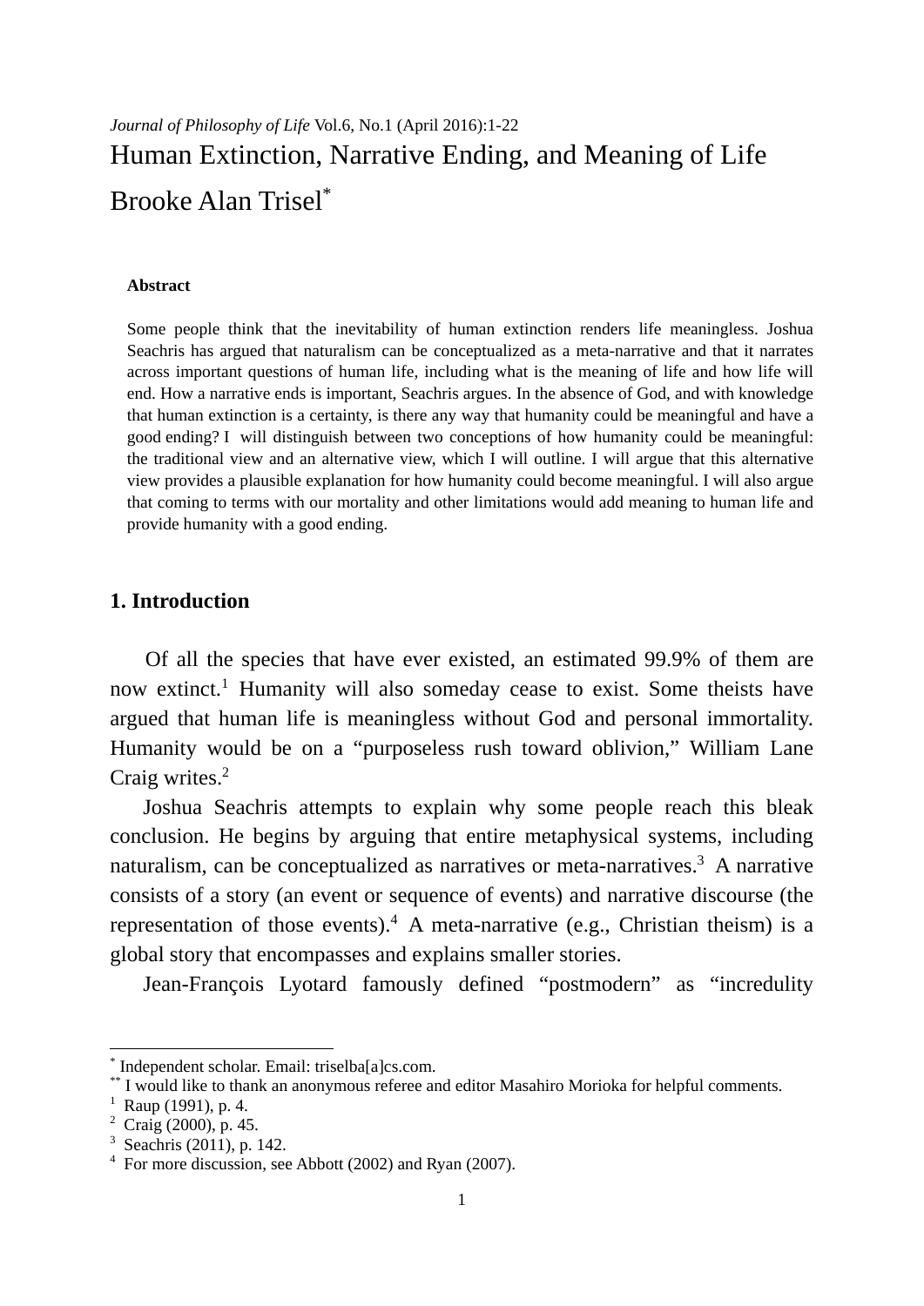*Journal of Philosophy of Life* Vol.6, No.1 (April 2016):1-22

# Human Extinction, Narrative Ending, and Meaning of Life

Brooke Alan Trisel[*]

**Abstract**

Some people think that the inevitability of human extinction renders life meaningless. Joshua Seachris has argued that naturalism can be conceptualized as a meta-narrative and that it narrates across important questions of human life, including what is the meaning of life and how life will end. How a narrative ends is important, Seachris argues. In the absence of God, and with knowledge that human extinction is a certainty, is there any way that humanity could be meaningful and have a good ending? I will distinguish between two conceptions of how humanity could be meaningful: the traditional view and an alternative view, which I will outline. I will argue that this alternative view provides a plausible explanation for how humanity could become meaningful. I will also argue that coming to terms with our mortality and other limitations would add meaning to human life and provide humanity with a good ending.

## 1. Introduction

Of all the species that have ever existed, an estimated 99.9% of them are now extinct.[1] Humanity will also someday cease to exist. Some theists have argued that human life is meaningless without God and personal immortality. Humanity would be on a "purposeless rush toward oblivion," William Lane Craig writes.[2]

Joshua Seachris attempts to explain why some people reach this bleak conclusion. He begins by arguing that entire metaphysical systems, including naturalism, can be conceptualized as narratives or meta-narratives.[3] A narrative consists of a story (an event or sequence of events) and narrative discourse (the representation of those events).[4] A meta-narrative (e.g., Christian theism) is a global story that encompasses and explains smaller stories.

Jean-François Lyotard famously defined "postmodern" as "incredulity

---

[*] Independent scholar. Email: triselba[a]cs.com.

[**] I would like to thank an anonymous referee and editor Masahiro Morioka for helpful comments.

[1] Raup (1991), p. 4.

[2] Craig (2000), p. 45.

[3] Seachris (2011), p. 142.

[4] For more discussion, see Abbott (2002) and Ryan (2007).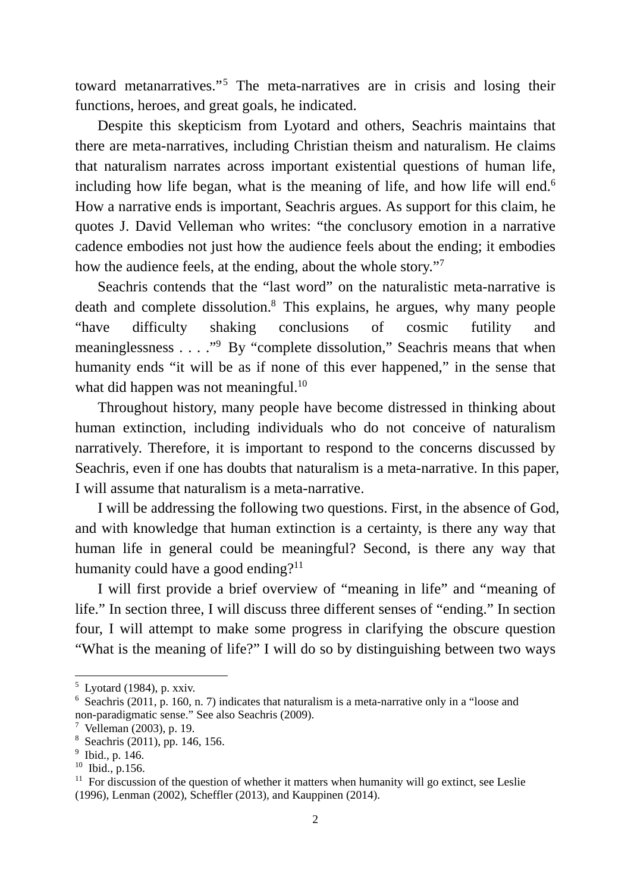toward metanarratives."[5] The meta-narratives are in crisis and losing their functions, heroes, and great goals, he indicated.

Despite this skepticism from Lyotard and others, Seachris maintains that there are meta-narratives, including Christian theism and naturalism. He claims that naturalism narrates across important existential questions of human life, including how life began, what is the meaning of life, and how life will end.[6] How a narrative ends is important, Seachris argues. As support for this claim, he quotes J. David Velleman who writes: "the conclusory emotion in a narrative cadence embodies not just how the audience feels about the ending; it embodies how the audience feels, at the ending, about the whole story."[7]

Seachris contends that the "last word" on the naturalistic meta-narrative is death and complete dissolution.[8] This explains, he argues, why many people "have difficulty shaking conclusions of cosmic futility and meaninglessness . . . ."[9] By "complete dissolution," Seachris means that when humanity ends "it will be as if none of this ever happened," in the sense that what did happen was not meaningful.[10]

Throughout history, many people have become distressed in thinking about human extinction, including individuals who do not conceive of naturalism narratively. Therefore, it is important to respond to the concerns discussed by Seachris, even if one has doubts that naturalism is a meta-narrative. In this paper, I will assume that naturalism is a meta-narrative.

I will be addressing the following two questions. First, in the absence of God, and with knowledge that human extinction is a certainty, is there any way that human life in general could be meaningful? Second, is there any way that humanity could have a good ending?[11]

I will first provide a brief overview of "meaning in life" and "meaning of life." In section three, I will discuss three different senses of "ending." In section four, I will attempt to make some progress in clarifying the obscure question "What is the meaning of life?" I will do so by distinguishing between two ways

---

[5] Lyotard (1984), p. xxiv.

[6] Seachris (2011, p. 160, n. 7) indicates that naturalism is a meta-narrative only in a "loose and non-paradigmatic sense." See also Seachris (2009).

[7] Velleman (2003), p. 19.

[8] Seachris (2011), pp. 146, 156.

[9] Ibid., p. 146.

[10] Ibid., p.156.

[11] For discussion of the question of whether it matters when humanity will go extinct, see Leslie (1996), Lenman (2002), Scheffler (2013), and Kauppinen (2014).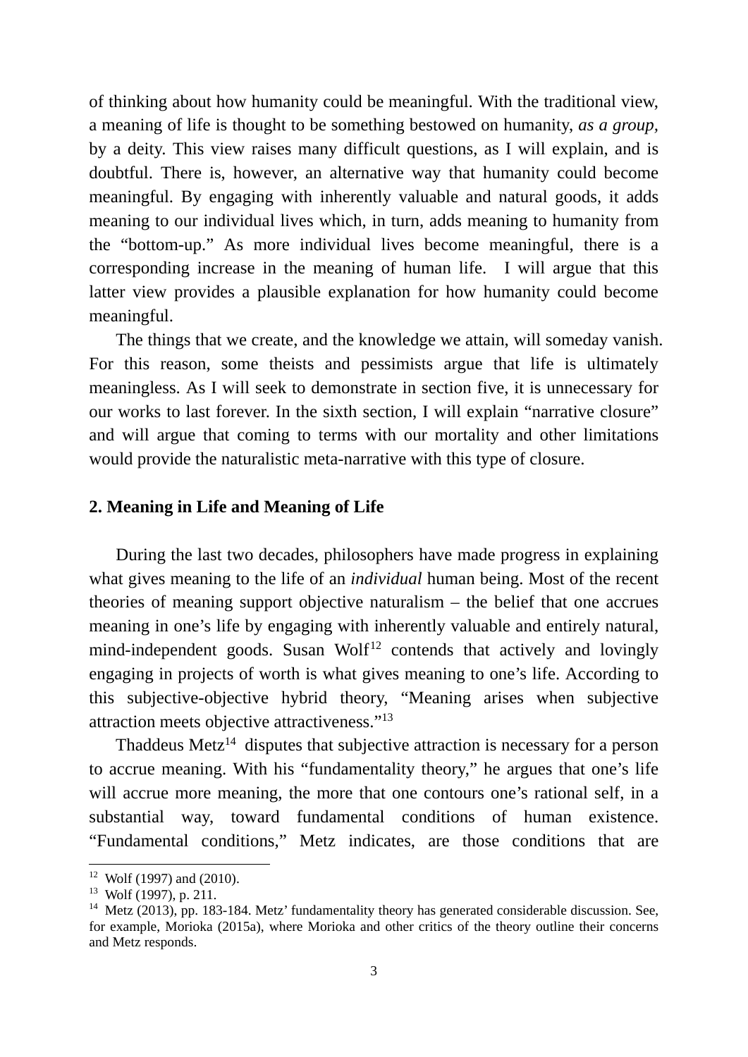of thinking about how humanity could be meaningful. With the traditional view, a meaning of life is thought to be something bestowed on humanity, *as a group*, by a deity. This view raises many difficult questions, as I will explain, and is doubtful. There is, however, an alternative way that humanity could become meaningful. By engaging with inherently valuable and natural goods, it adds meaning to our individual lives which, in turn, adds meaning to humanity from the "bottom-up." As more individual lives become meaningful, there is a corresponding increase in the meaning of human life. I will argue that this latter view provides a plausible explanation for how humanity could become meaningful.

The things that we create, and the knowledge we attain, will someday vanish. For this reason, some theists and pessimists argue that life is ultimately meaningless. As I will seek to demonstrate in section five, it is unnecessary for our works to last forever. In the sixth section, I will explain "narrative closure" and will argue that coming to terms with our mortality and other limitations would provide the naturalistic meta-narrative with this type of closure.

## 2. Meaning in Life and Meaning of Life

During the last two decades, philosophers have made progress in explaining what gives meaning to the life of an *individual* human being. Most of the recent theories of meaning support objective naturalism – the belief that one accrues meaning in one's life by engaging with inherently valuable and entirely natural, mind-independent goods. Susan Wolf[12] contends that actively and lovingly engaging in projects of worth is what gives meaning to one's life. According to this subjective-objective hybrid theory, "Meaning arises when subjective attraction meets objective attractiveness."[13]

Thaddeus Metz[14] disputes that subjective attraction is necessary for a person to accrue meaning. With his "fundamentality theory," he argues that one's life will accrue more meaning, the more that one contours one's rational self, in a substantial way, toward fundamental conditions of human existence. "Fundamental conditions," Metz indicates, are those conditions that are

---

[12] Wolf (1997) and (2010).

[13] Wolf (1997), p. 211.

[14] Metz (2013), pp. 183-184. Metz' fundamentality theory has generated considerable discussion. See, for example, Morioka (2015a), where Morioka and other critics of the theory outline their concerns and Metz responds.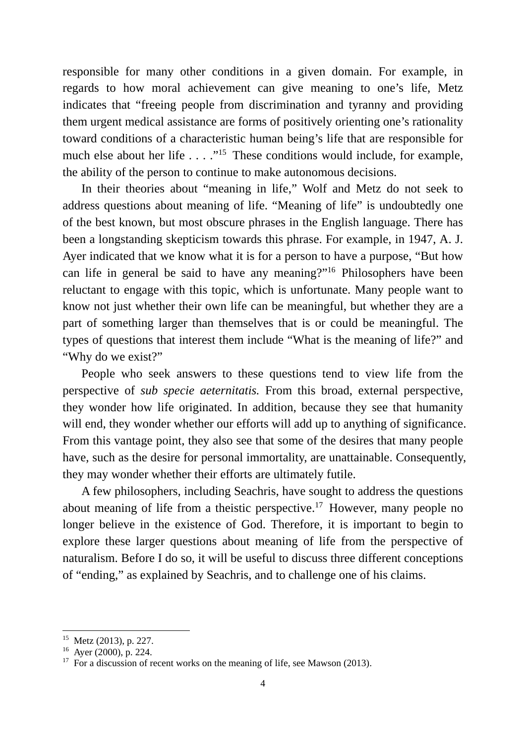responsible for many other conditions in a given domain. For example, in regards to how moral achievement can give meaning to one's life, Metz indicates that "freeing people from discrimination and tyranny and providing them urgent medical assistance are forms of positively orienting one's rationality toward conditions of a characteristic human being's life that are responsible for much else about her life . . . ."[15] These conditions would include, for example, the ability of the person to continue to make autonomous decisions.

In their theories about "meaning in life," Wolf and Metz do not seek to address questions about meaning of life. "Meaning of life" is undoubtedly one of the best known, but most obscure phrases in the English language. There has been a longstanding skepticism towards this phrase. For example, in 1947, A. J. Ayer indicated that we know what it is for a person to have a purpose, "But how can life in general be said to have any meaning?"[16] Philosophers have been reluctant to engage with this topic, which is unfortunate. Many people want to know not just whether their own life can be meaningful, but whether they are a part of something larger than themselves that is or could be meaningful. The types of questions that interest them include "What is the meaning of life?" and "Why do we exist?"

People who seek answers to these questions tend to view life from the perspective of *sub specie aeternitatis.* From this broad, external perspective, they wonder how life originated. In addition, because they see that humanity will end, they wonder whether our efforts will add up to anything of significance. From this vantage point, they also see that some of the desires that many people have, such as the desire for personal immortality, are unattainable. Consequently, they may wonder whether their efforts are ultimately futile.

A few philosophers, including Seachris, have sought to address the questions about meaning of life from a theistic perspective.[17] However, many people no longer believe in the existence of God. Therefore, it is important to begin to explore these larger questions about meaning of life from the perspective of naturalism. Before I do so, it will be useful to discuss three different conceptions of "ending," as explained by Seachris, and to challenge one of his claims.

---

[15] Metz (2013), p. 227.

[16] Ayer (2000), p. 224.

[17] For a discussion of recent works on the meaning of life, see Mawson (2013).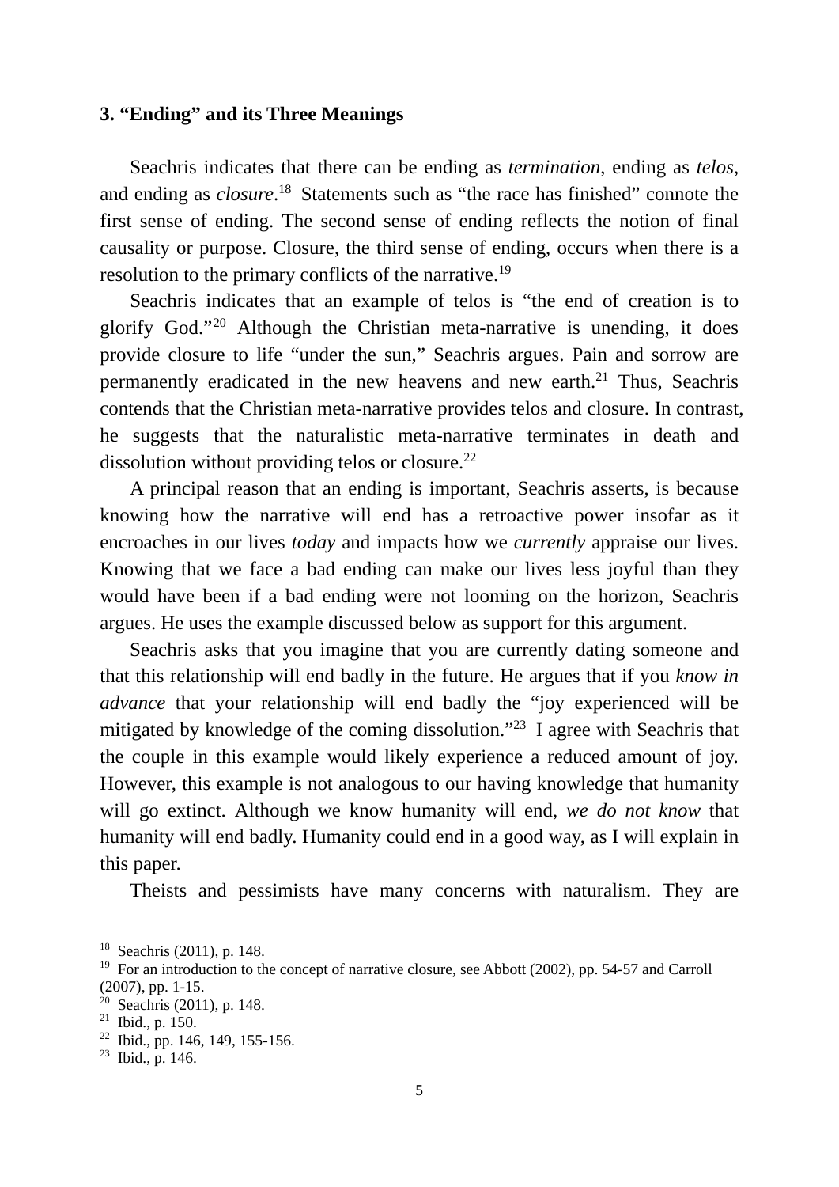### 3. "Ending" and its Three Meanings

Seachris indicates that there can be ending as *termination*, ending as *telos*, and ending as *closure*.[18] Statements such as "the race has finished" connote the first sense of ending. The second sense of ending reflects the notion of final causality or purpose. Closure, the third sense of ending, occurs when there is a resolution to the primary conflicts of the narrative.[19]

Seachris indicates that an example of telos is "the end of creation is to glorify God."[20] Although the Christian meta-narrative is unending, it does provide closure to life "under the sun," Seachris argues. Pain and sorrow are permanently eradicated in the new heavens and new earth.[21] Thus, Seachris contends that the Christian meta-narrative provides telos and closure. In contrast, he suggests that the naturalistic meta-narrative terminates in death and dissolution without providing telos or closure.[22]

A principal reason that an ending is important, Seachris asserts, is because knowing how the narrative will end has a retroactive power insofar as it encroaches in our lives *today* and impacts how we *currently* appraise our lives. Knowing that we face a bad ending can make our lives less joyful than they would have been if a bad ending were not looming on the horizon, Seachris argues. He uses the example discussed below as support for this argument.

Seachris asks that you imagine that you are currently dating someone and that this relationship will end badly in the future. He argues that if you *know in advance* that your relationship will end badly the "joy experienced will be mitigated by knowledge of the coming dissolution."[23] I agree with Seachris that the couple in this example would likely experience a reduced amount of joy. However, this example is not analogous to our having knowledge that humanity will go extinct. Although we know humanity will end, *we do not know* that humanity will end badly. Humanity could end in a good way, as I will explain in this paper.

Theists and pessimists have many concerns with naturalism. They are

---

[18] Seachris (2011), p. 148.

[19] For an introduction to the concept of narrative closure, see Abbott (2002), pp. 54-57 and Carroll (2007), pp. 1-15.

[20] Seachris (2011), p. 148.

[21] Ibid., p. 150.

[22] Ibid., pp. 146, 149, 155-156.

[23] Ibid., p. 146.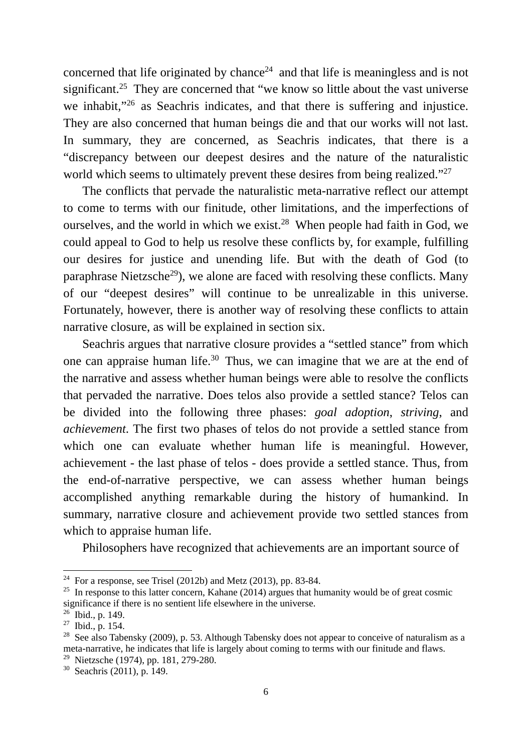concerned that life originated by chance[24] and that life is meaningless and is not significant.[25] They are concerned that "we know so little about the vast universe we inhabit,"[26] as Seachris indicates, and that there is suffering and injustice. They are also concerned that human beings die and that our works will not last. In summary, they are concerned, as Seachris indicates, that there is a "discrepancy between our deepest desires and the nature of the naturalistic world which seems to ultimately prevent these desires from being realized."[27]

The conflicts that pervade the naturalistic meta-narrative reflect our attempt to come to terms with our finitude, other limitations, and the imperfections of ourselves, and the world in which we exist.[28] When people had faith in God, we could appeal to God to help us resolve these conflicts by, for example, fulfilling our desires for justice and unending life. But with the death of God (to paraphrase Nietzsche[29]), we alone are faced with resolving these conflicts. Many of our "deepest desires" will continue to be unrealizable in this universe. Fortunately, however, there is another way of resolving these conflicts to attain narrative closure, as will be explained in section six.

Seachris argues that narrative closure provides a "settled stance" from which one can appraise human life.[30] Thus, we can imagine that we are at the end of the narrative and assess whether human beings were able to resolve the conflicts that pervaded the narrative. Does telos also provide a settled stance? Telos can be divided into the following three phases: *goal adoption*, *striving*, and *achievement*. The first two phases of telos do not provide a settled stance from which one can evaluate whether human life is meaningful. However, achievement - the last phase of telos - does provide a settled stance. Thus, from the end-of-narrative perspective, we can assess whether human beings accomplished anything remarkable during the history of humankind. In summary, narrative closure and achievement provide two settled stances from which to appraise human life.

Philosophers have recognized that achievements are an important source of

---

[24] For a response, see Trisel (2012b) and Metz (2013), pp. 83-84.

[25] In response to this latter concern, Kahane (2014) argues that humanity would be of great cosmic significance if there is no sentient life elsewhere in the universe.

[26] Ibid., p. 149.

[27] Ibid., p. 154.

[28] See also Tabensky (2009), p. 53. Although Tabensky does not appear to conceive of naturalism as a meta-narrative, he indicates that life is largely about coming to terms with our finitude and flaws.

[29] Nietzsche (1974), pp. 181, 279-280.

[30] Seachris (2011), p. 149.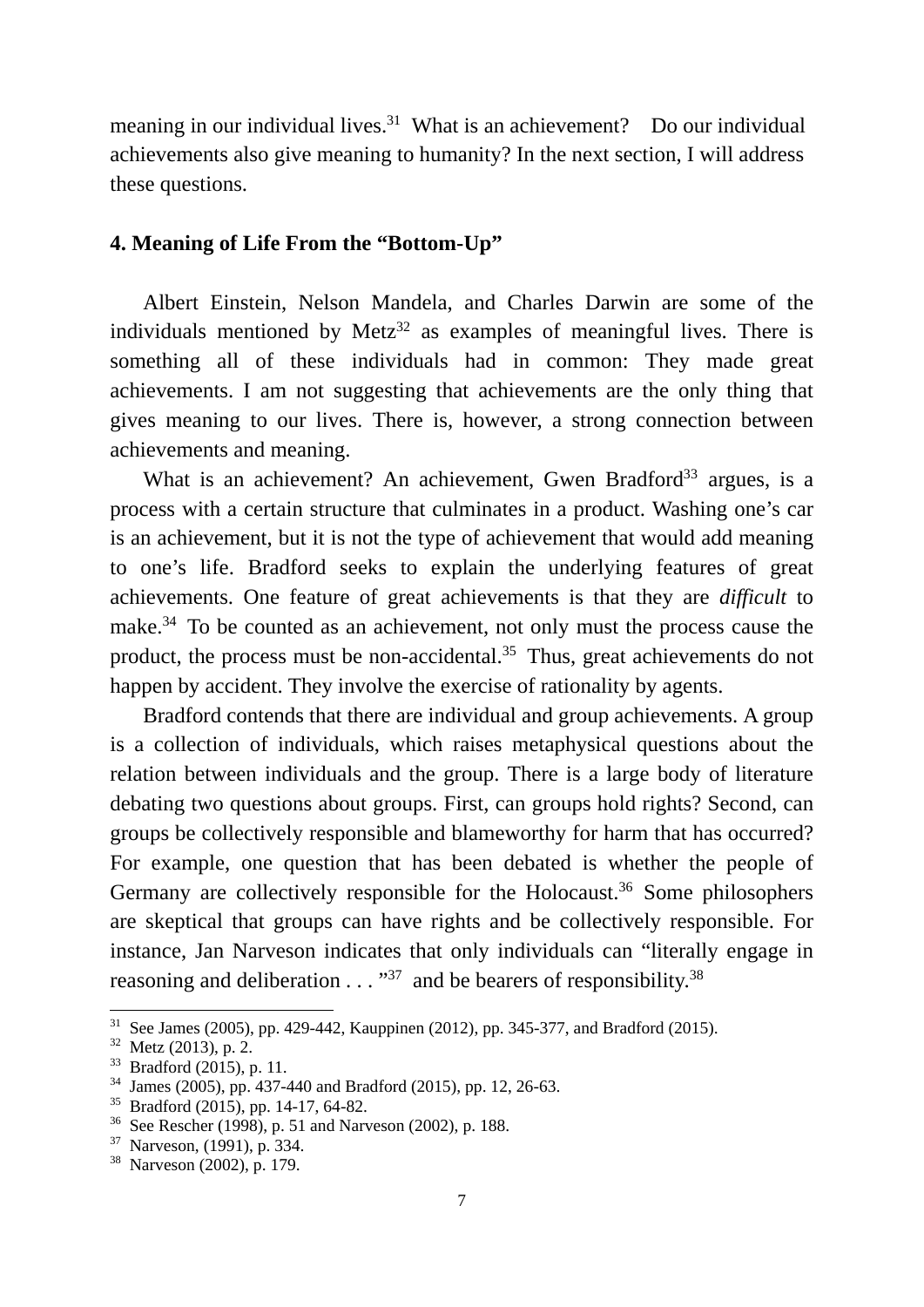meaning in our individual lives.[31] What is an achievement? Do our individual achievements also give meaning to humanity? In the next section, I will address these questions.

## 4. Meaning of Life From the "Bottom-Up"

Albert Einstein, Nelson Mandela, and Charles Darwin are some of the individuals mentioned by Metz[32] as examples of meaningful lives. There is something all of these individuals had in common: They made great achievements. I am not suggesting that achievements are the only thing that gives meaning to our lives. There is, however, a strong connection between achievements and meaning.

What is an achievement? An achievement, Gwen Bradford[33] argues, is a process with a certain structure that culminates in a product. Washing one's car is an achievement, but it is not the type of achievement that would add meaning to one's life. Bradford seeks to explain the underlying features of great achievements. One feature of great achievements is that they are *difficult* to make.[34] To be counted as an achievement, not only must the process cause the product, the process must be non-accidental.[35] Thus, great achievements do not happen by accident. They involve the exercise of rationality by agents.

Bradford contends that there are individual and group achievements. A group is a collection of individuals, which raises metaphysical questions about the relation between individuals and the group. There is a large body of literature debating two questions about groups. First, can groups hold rights? Second, can groups be collectively responsible and blameworthy for harm that has occurred? For example, one question that has been debated is whether the people of Germany are collectively responsible for the Holocaust.[36] Some philosophers are skeptical that groups can have rights and be collectively responsible. For instance, Jan Narveson indicates that only individuals can "literally engage in reasoning and deliberation . . . "[37] and be bearers of responsibility.[38]

---

[31] See James (2005), pp. 429-442, Kauppinen (2012), pp. 345-377, and Bradford (2015).

[32] Metz (2013), p. 2.

[33] Bradford (2015), p. 11.

[34] James (2005), pp. 437-440 and Bradford (2015), pp. 12, 26-63.

[35] Bradford (2015), pp. 14-17, 64-82.

[36] See Rescher (1998), p. 51 and Narveson (2002), p. 188.

[37] Narveson, (1991), p. 334.

[38] Narveson (2002), p. 179.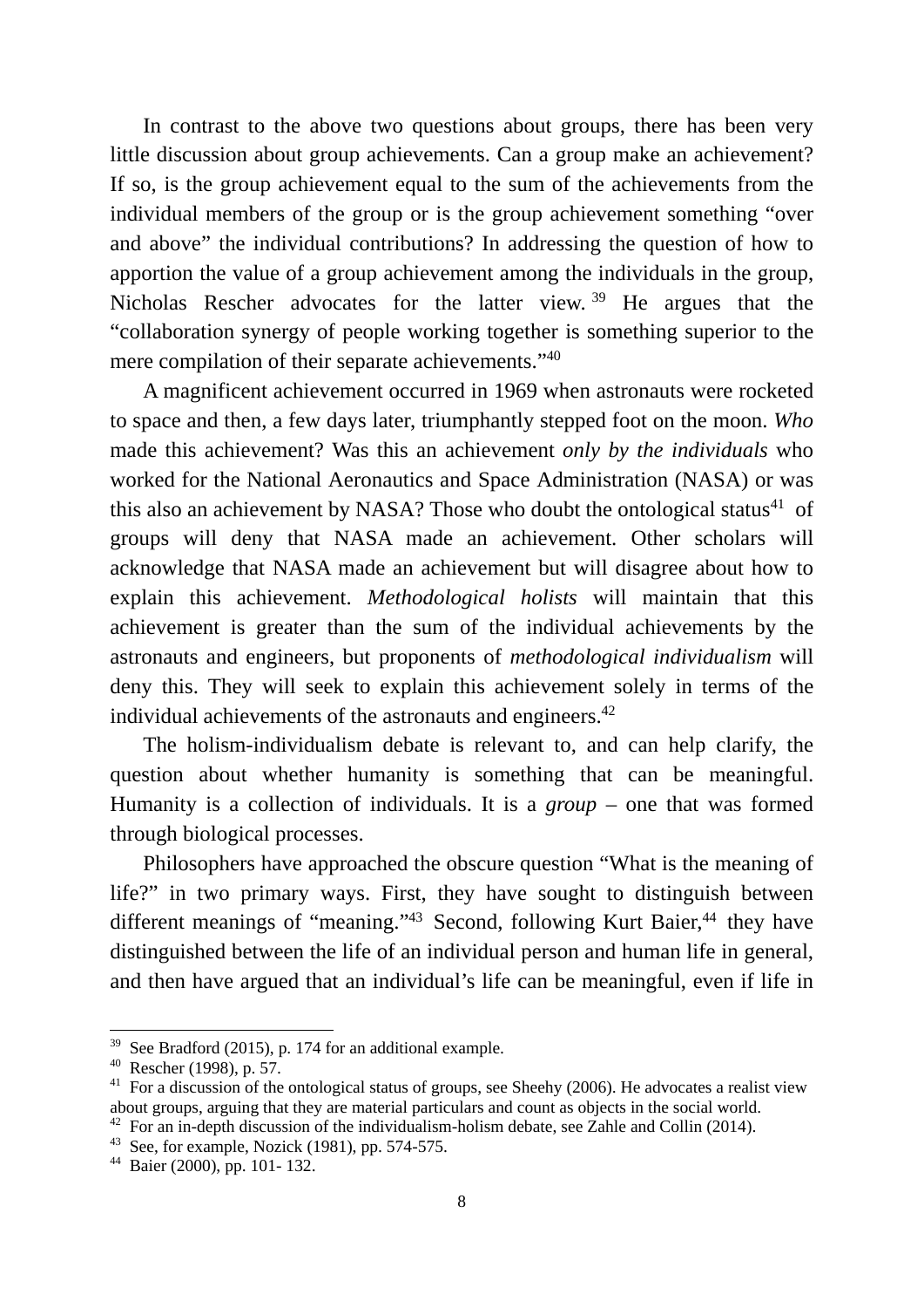In contrast to the above two questions about groups, there has been very little discussion about group achievements. Can a group make an achievement? If so, is the group achievement equal to the sum of the achievements from the individual members of the group or is the group achievement something "over and above" the individual contributions? In addressing the question of how to apportion the value of a group achievement among the individuals in the group, Nicholas Rescher advocates for the latter view.[39] He argues that the "collaboration synergy of people working together is something superior to the mere compilation of their separate achievements."[40]

A magnificent achievement occurred in 1969 when astronauts were rocketed to space and then, a few days later, triumphantly stepped foot on the moon. *Who* made this achievement? Was this an achievement *only by the individuals* who worked for the National Aeronautics and Space Administration (NASA) or was this also an achievement by NASA? Those who doubt the ontological status[41] of groups will deny that NASA made an achievement. Other scholars will acknowledge that NASA made an achievement but will disagree about how to explain this achievement. *Methodological holists* will maintain that this achievement is greater than the sum of the individual achievements by the astronauts and engineers, but proponents of *methodological individualism* will deny this. They will seek to explain this achievement solely in terms of the individual achievements of the astronauts and engineers.[42]

The holism-individualism debate is relevant to, and can help clarify, the question about whether humanity is something that can be meaningful. Humanity is a collection of individuals. It is a *group* – one that was formed through biological processes.

Philosophers have approached the obscure question "What is the meaning of life?" in two primary ways. First, they have sought to distinguish between different meanings of "meaning."[43] Second, following Kurt Baier,[44] they have distinguished between the life of an individual person and human life in general, and then have argued that an individual's life can be meaningful, even if life in

---

[39] See Bradford (2015), p. 174 for an additional example.

[40] Rescher (1998), p. 57.

[41] For a discussion of the ontological status of groups, see Sheehy (2006). He advocates a realist view about groups, arguing that they are material particulars and count as objects in the social world.

[42] For an in-depth discussion of the individualism-holism debate, see Zahle and Collin (2014).

[43] See, for example, Nozick (1981), pp. 574-575.

[44] Baier (2000), pp. 101- 132.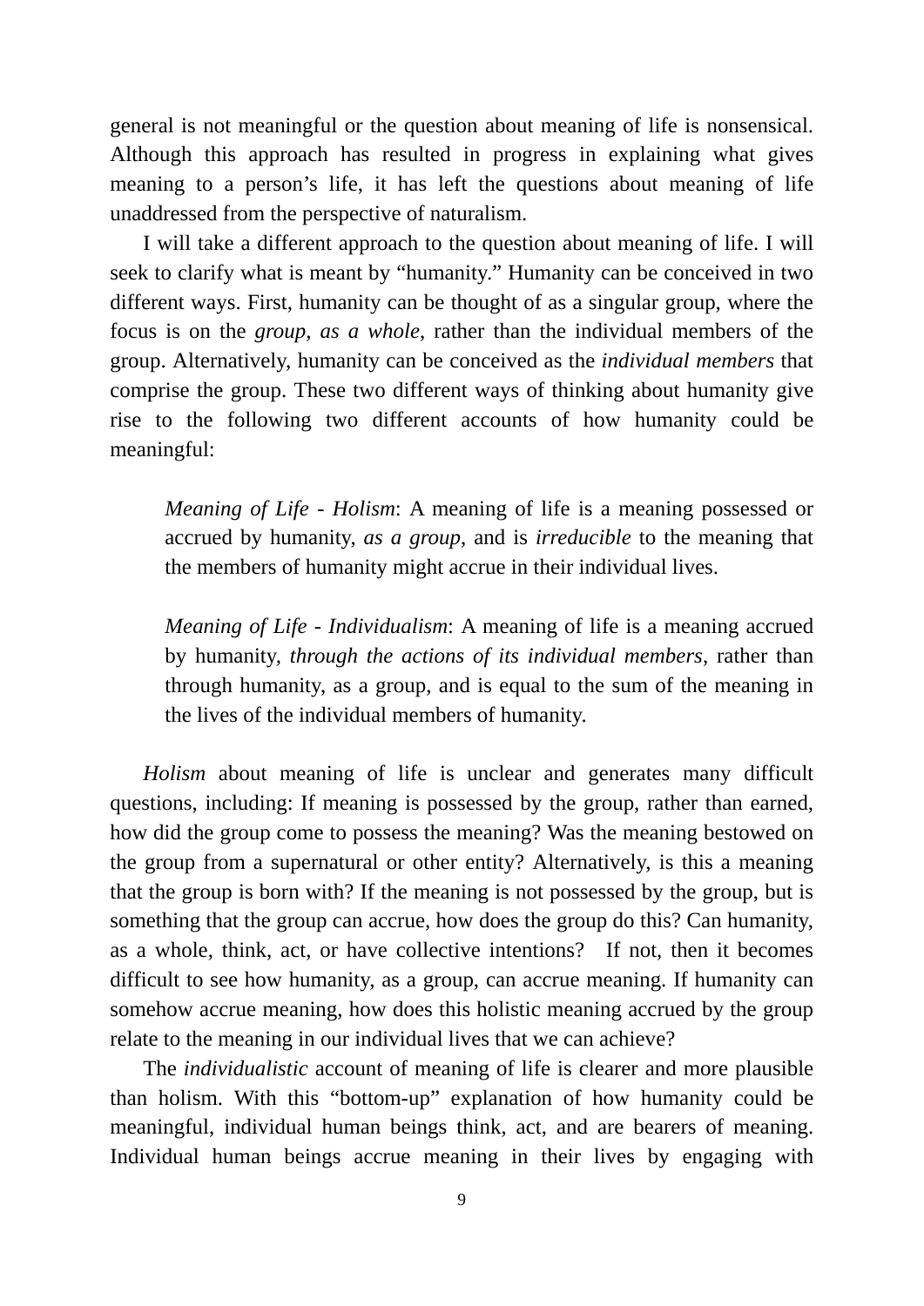general is not meaningful or the question about meaning of life is nonsensical. Although this approach has resulted in progress in explaining what gives meaning to a person's life, it has left the questions about meaning of life unaddressed from the perspective of naturalism.

I will take a different approach to the question about meaning of life. I will seek to clarify what is meant by "humanity." Humanity can be conceived in two different ways. First, humanity can be thought of as a singular group, where the focus is on the *group, as a whole*, rather than the individual members of the group. Alternatively, humanity can be conceived as the *individual members* that comprise the group. These two different ways of thinking about humanity give rise to the following two different accounts of how humanity could be meaningful:

> *Meaning of Life - Holism*: A meaning of life is a meaning possessed or accrued by humanity, *as a group*, and is *irreducible* to the meaning that the members of humanity might accrue in their individual lives.

> *Meaning of Life - Individualism*: A meaning of life is a meaning accrued by humanity, *through the actions of its individual members*, rather than through humanity, as a group, and is equal to the sum of the meaning in the lives of the individual members of humanity.

*Holism* about meaning of life is unclear and generates many difficult questions, including: If meaning is possessed by the group, rather than earned, how did the group come to possess the meaning? Was the meaning bestowed on the group from a supernatural or other entity? Alternatively, is this a meaning that the group is born with? If the meaning is not possessed by the group, but is something that the group can accrue, how does the group do this? Can humanity, as a whole, think, act, or have collective intentions? If not, then it becomes difficult to see how humanity, as a group, can accrue meaning. If humanity can somehow accrue meaning, how does this holistic meaning accrued by the group relate to the meaning in our individual lives that we can achieve?

The *individualistic* account of meaning of life is clearer and more plausible than holism. With this "bottom-up" explanation of how humanity could be meaningful, individual human beings think, act, and are bearers of meaning. Individual human beings accrue meaning in their lives by engaging with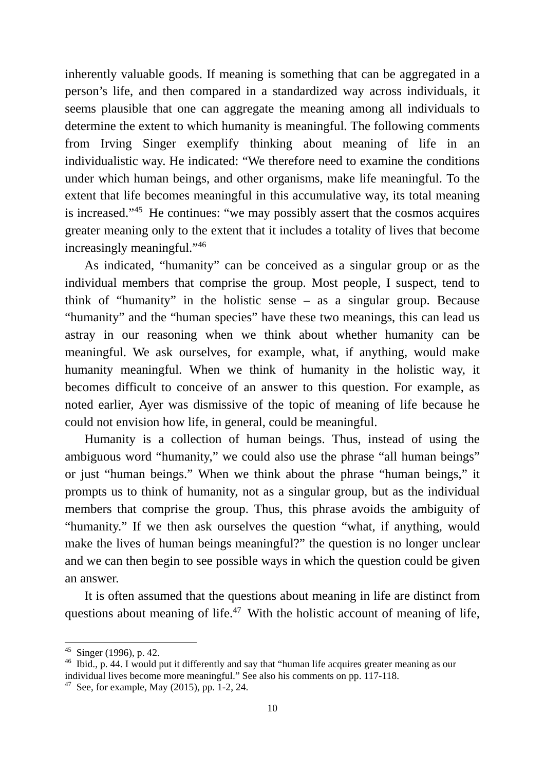inherently valuable goods. If meaning is something that can be aggregated in a person's life, and then compared in a standardized way across individuals, it seems plausible that one can aggregate the meaning among all individuals to determine the extent to which humanity is meaningful. The following comments from Irving Singer exemplify thinking about meaning of life in an individualistic way. He indicated: "We therefore need to examine the conditions under which human beings, and other organisms, make life meaningful. To the extent that life becomes meaningful in this accumulative way, its total meaning is increased."[45] He continues: "we may possibly assert that the cosmos acquires greater meaning only to the extent that it includes a totality of lives that become increasingly meaningful."[46]

As indicated, "humanity" can be conceived as a singular group or as the individual members that comprise the group. Most people, I suspect, tend to think of "humanity" in the holistic sense – as a singular group. Because "humanity" and the "human species" have these two meanings, this can lead us astray in our reasoning when we think about whether humanity can be meaningful. We ask ourselves, for example, what, if anything, would make humanity meaningful. When we think of humanity in the holistic way, it becomes difficult to conceive of an answer to this question. For example, as noted earlier, Ayer was dismissive of the topic of meaning of life because he could not envision how life, in general, could be meaningful.

Humanity is a collection of human beings. Thus, instead of using the ambiguous word "humanity," we could also use the phrase "all human beings" or just "human beings." When we think about the phrase "human beings," it prompts us to think of humanity, not as a singular group, but as the individual members that comprise the group. Thus, this phrase avoids the ambiguity of "humanity." If we then ask ourselves the question "what, if anything, would make the lives of human beings meaningful?" the question is no longer unclear and we can then begin to see possible ways in which the question could be given an answer.

It is often assumed that the questions about meaning in life are distinct from questions about meaning of life.[47] With the holistic account of meaning of life,

---

[45] Singer (1996), p. 42.

[46] Ibid., p. 44. I would put it differently and say that "human life acquires greater meaning as our individual lives become more meaningful." See also his comments on pp. 117-118.

[47] See, for example, May (2015), pp. 1-2, 24.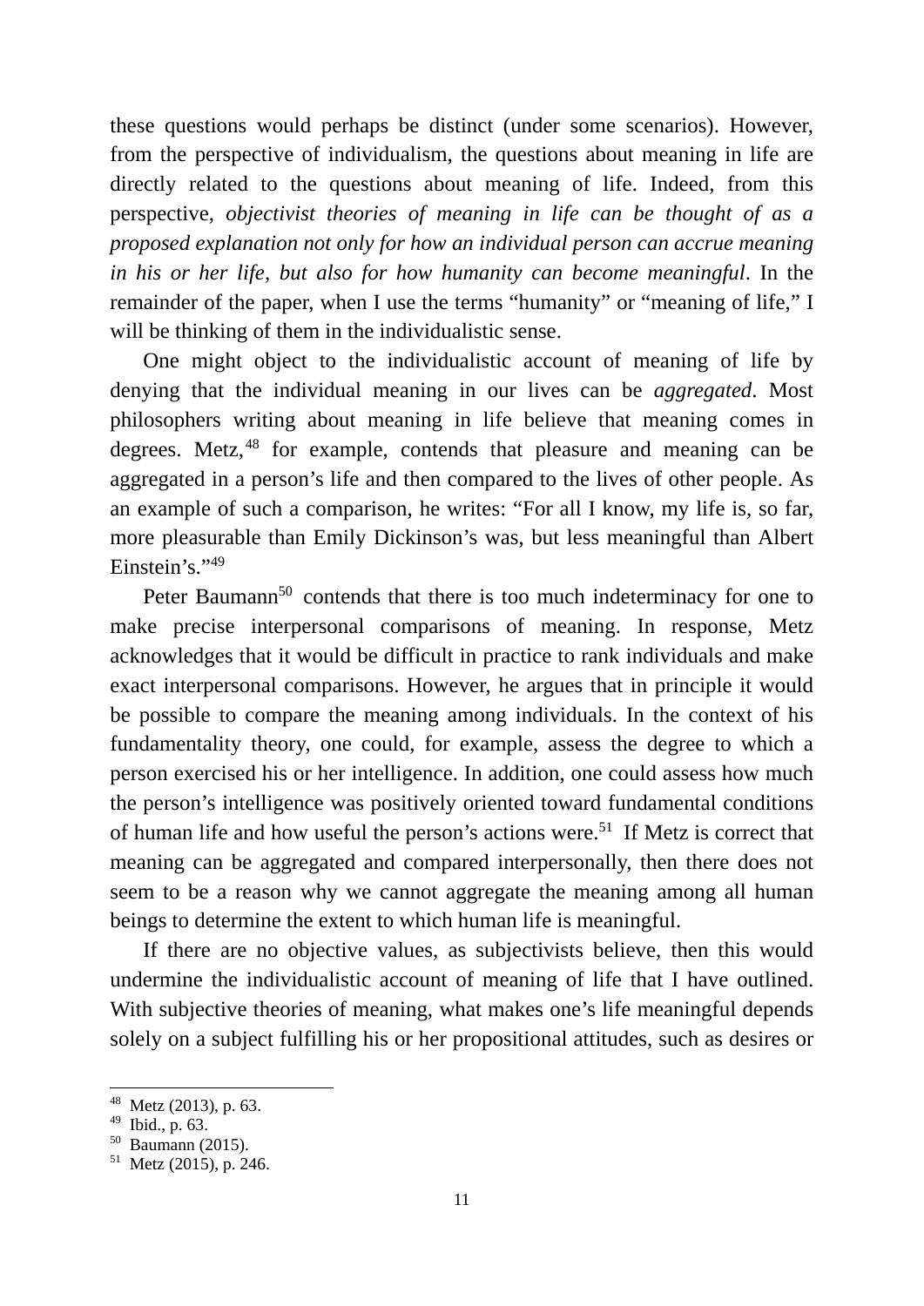these questions would perhaps be distinct (under some scenarios). However, from the perspective of individualism, the questions about meaning in life are directly related to the questions about meaning of life. Indeed, from this perspective, *objectivist theories of meaning in life can be thought of as a proposed explanation not only for how an individual person can accrue meaning in his or her life, but also for how humanity can become meaningful*. In the remainder of the paper, when I use the terms "humanity" or "meaning of life," I will be thinking of them in the individualistic sense.

One might object to the individualistic account of meaning of life by denying that the individual meaning in our lives can be *aggregated*. Most philosophers writing about meaning in life believe that meaning comes in degrees. Metz,[48] for example, contends that pleasure and meaning can be aggregated in a person's life and then compared to the lives of other people. As an example of such a comparison, he writes: "For all I know, my life is, so far, more pleasurable than Emily Dickinson's was, but less meaningful than Albert Einstein's."[49]

Peter Baumann[50] contends that there is too much indeterminacy for one to make precise interpersonal comparisons of meaning. In response, Metz acknowledges that it would be difficult in practice to rank individuals and make exact interpersonal comparisons. However, he argues that in principle it would be possible to compare the meaning among individuals. In the context of his fundamentality theory, one could, for example, assess the degree to which a person exercised his or her intelligence. In addition, one could assess how much the person's intelligence was positively oriented toward fundamental conditions of human life and how useful the person's actions were.[51] If Metz is correct that meaning can be aggregated and compared interpersonally, then there does not seem to be a reason why we cannot aggregate the meaning among all human beings to determine the extent to which human life is meaningful.

If there are no objective values, as subjectivists believe, then this would undermine the individualistic account of meaning of life that I have outlined. With subjective theories of meaning, what makes one's life meaningful depends solely on a subject fulfilling his or her propositional attitudes, such as desires or

[48] Metz (2013), p. 63.
[49] Ibid., p. 63.
[50] Baumann (2015).
[51] Metz (2015), p. 246.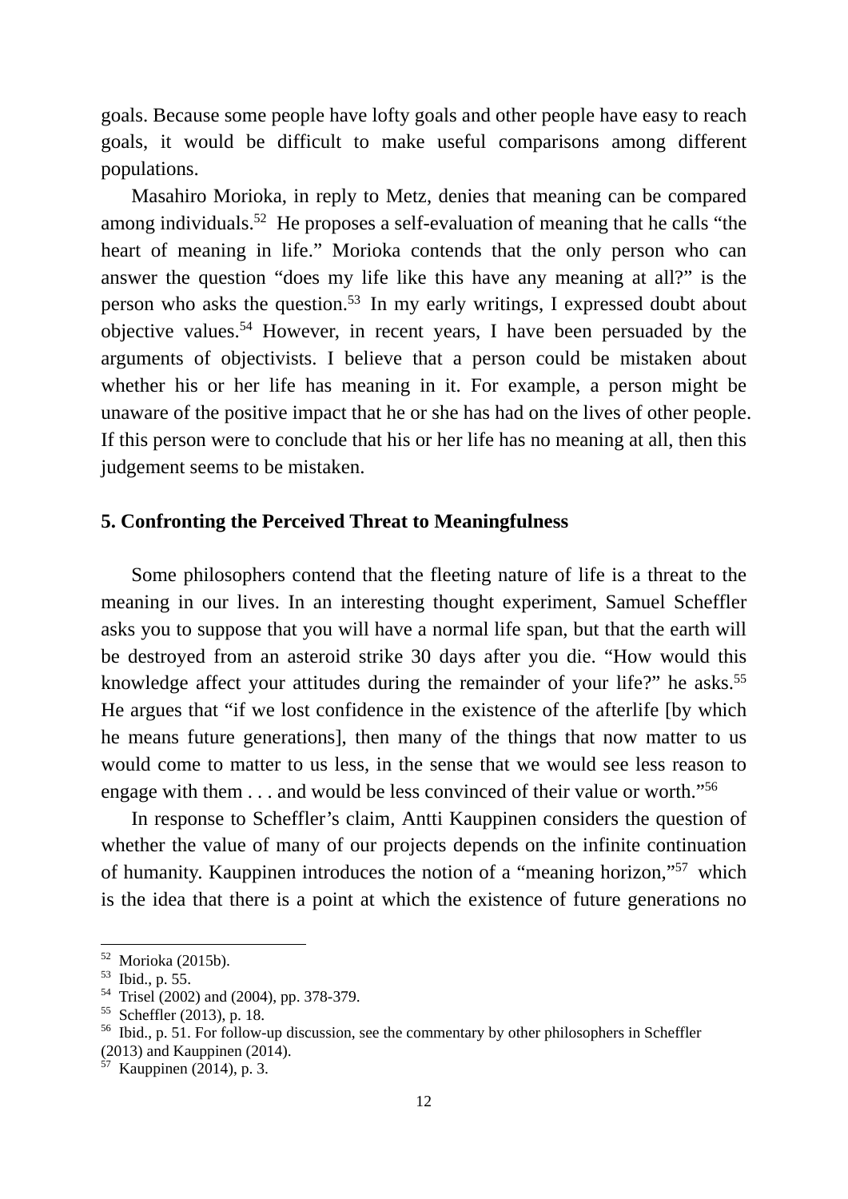goals. Because some people have lofty goals and other people have easy to reach goals, it would be difficult to make useful comparisons among different populations.

Masahiro Morioka, in reply to Metz, denies that meaning can be compared among individuals.[52] He proposes a self-evaluation of meaning that he calls "the heart of meaning in life." Morioka contends that the only person who can answer the question "does my life like this have any meaning at all?" is the person who asks the question.[53] In my early writings, I expressed doubt about objective values.[54] However, in recent years, I have been persuaded by the arguments of objectivists. I believe that a person could be mistaken about whether his or her life has meaning in it. For example, a person might be unaware of the positive impact that he or she has had on the lives of other people. If this person were to conclude that his or her life has no meaning at all, then this judgement seems to be mistaken.

## 5. Confronting the Perceived Threat to Meaningfulness

Some philosophers contend that the fleeting nature of life is a threat to the meaning in our lives. In an interesting thought experiment, Samuel Scheffler asks you to suppose that you will have a normal life span, but that the earth will be destroyed from an asteroid strike 30 days after you die. "How would this knowledge affect your attitudes during the remainder of your life?" he asks.[55] He argues that "if we lost confidence in the existence of the afterlife [by which he means future generations], then many of the things that now matter to us would come to matter to us less, in the sense that we would see less reason to engage with them . . . and would be less convinced of their value or worth."[56]

In response to Scheffler's claim, Antti Kauppinen considers the question of whether the value of many of our projects depends on the infinite continuation of humanity. Kauppinen introduces the notion of a "meaning horizon,"[57] which is the idea that there is a point at which the existence of future generations no

---

[52] Morioka (2015b).

[53] Ibid., p. 55.

[54] Trisel (2002) and (2004), pp. 378-379.

[55] Scheffler (2013), p. 18.

[56] Ibid., p. 51. For follow-up discussion, see the commentary by other philosophers in Scheffler (2013) and Kauppinen (2014).

[57] Kauppinen (2014), p. 3.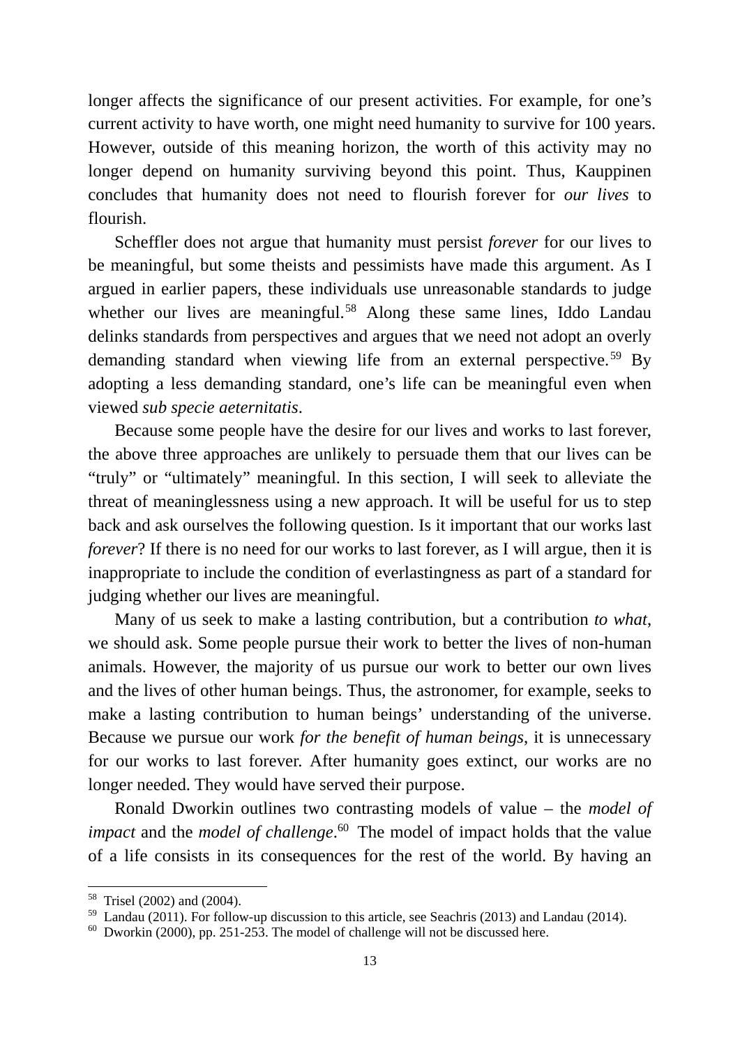longer affects the significance of our present activities. For example, for one's current activity to have worth, one might need humanity to survive for 100 years. However, outside of this meaning horizon, the worth of this activity may no longer depend on humanity surviving beyond this point. Thus, Kauppinen concludes that humanity does not need to flourish forever for *our lives* to flourish.

Scheffler does not argue that humanity must persist *forever* for our lives to be meaningful, but some theists and pessimists have made this argument. As I argued in earlier papers, these individuals use unreasonable standards to judge whether our lives are meaningful.[58] Along these same lines, Iddo Landau delinks standards from perspectives and argues that we need not adopt an overly demanding standard when viewing life from an external perspective.[59] By adopting a less demanding standard, one's life can be meaningful even when viewed *sub specie aeternitatis*.

Because some people have the desire for our lives and works to last forever, the above three approaches are unlikely to persuade them that our lives can be "truly" or "ultimately" meaningful. In this section, I will seek to alleviate the threat of meaninglessness using a new approach. It will be useful for us to step back and ask ourselves the following question. Is it important that our works last *forever*? If there is no need for our works to last forever, as I will argue, then it is inappropriate to include the condition of everlastingness as part of a standard for judging whether our lives are meaningful.

Many of us seek to make a lasting contribution, but a contribution *to what*, we should ask. Some people pursue their work to better the lives of non-human animals. However, the majority of us pursue our work to better our own lives and the lives of other human beings. Thus, the astronomer, for example, seeks to make a lasting contribution to human beings' understanding of the universe. Because we pursue our work *for the benefit of human beings*, it is unnecessary for our works to last forever. After humanity goes extinct, our works are no longer needed. They would have served their purpose.

Ronald Dworkin outlines two contrasting models of value – the *model of impact* and the *model of challenge*.[60] The model of impact holds that the value of a life consists in its consequences for the rest of the world. By having an

---

[58] Trisel (2002) and (2004).

[59] Landau (2011). For follow-up discussion to this article, see Seachris (2013) and Landau (2014).

[60] Dworkin (2000), pp. 251-253. The model of challenge will not be discussed here.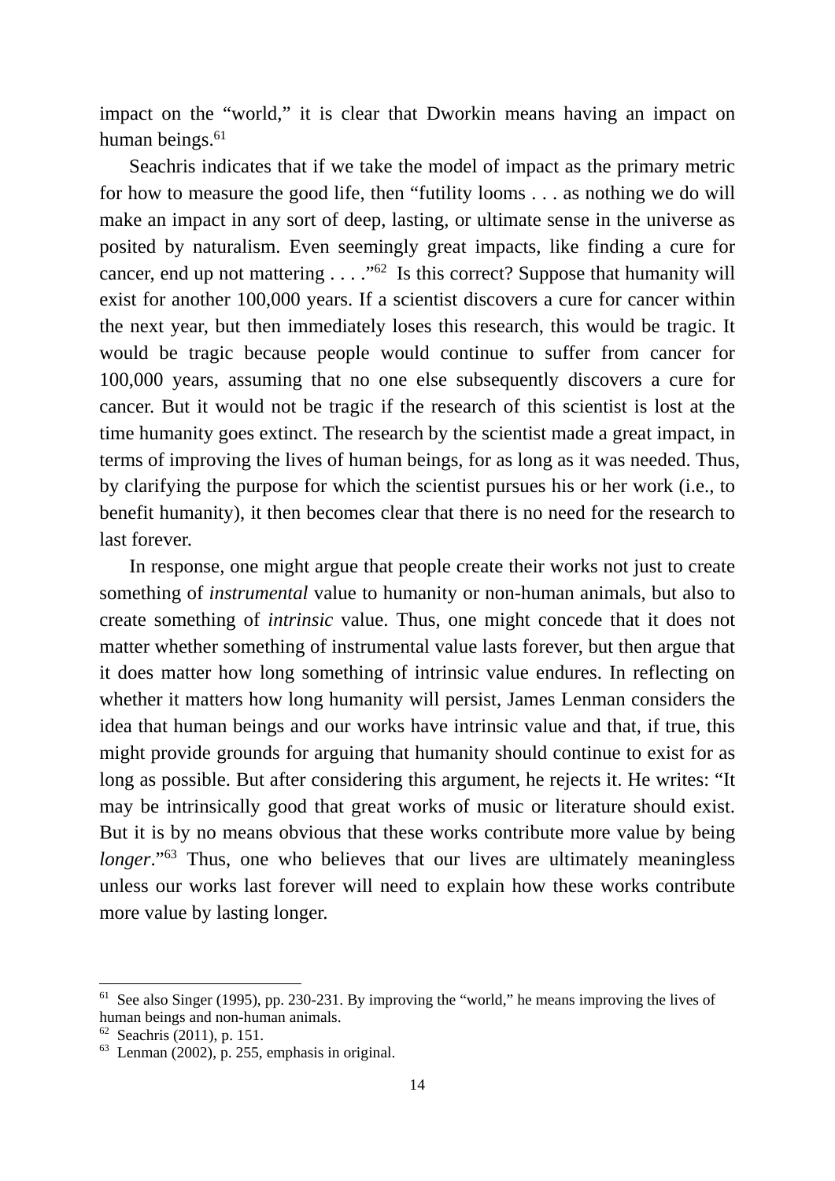impact on the "world," it is clear that Dworkin means having an impact on human beings.[61]

Seachris indicates that if we take the model of impact as the primary metric for how to measure the good life, then "futility looms . . . as nothing we do will make an impact in any sort of deep, lasting, or ultimate sense in the universe as posited by naturalism. Even seemingly great impacts, like finding a cure for cancer, end up not mattering . . . ."[62] Is this correct? Suppose that humanity will exist for another 100,000 years. If a scientist discovers a cure for cancer within the next year, but then immediately loses this research, this would be tragic. It would be tragic because people would continue to suffer from cancer for 100,000 years, assuming that no one else subsequently discovers a cure for cancer. But it would not be tragic if the research of this scientist is lost at the time humanity goes extinct. The research by the scientist made a great impact, in terms of improving the lives of human beings, for as long as it was needed. Thus, by clarifying the purpose for which the scientist pursues his or her work (i.e., to benefit humanity), it then becomes clear that there is no need for the research to last forever.

In response, one might argue that people create their works not just to create something of *instrumental* value to humanity or non-human animals, but also to create something of *intrinsic* value. Thus, one might concede that it does not matter whether something of instrumental value lasts forever, but then argue that it does matter how long something of intrinsic value endures. In reflecting on whether it matters how long humanity will persist, James Lenman considers the idea that human beings and our works have intrinsic value and that, if true, this might provide grounds for arguing that humanity should continue to exist for as long as possible. But after considering this argument, he rejects it. He writes: "It may be intrinsically good that great works of music or literature should exist. But it is by no means obvious that these works contribute more value by being *longer*."[63] Thus, one who believes that our lives are ultimately meaningless unless our works last forever will need to explain how these works contribute more value by lasting longer.

---

[61] See also Singer (1995), pp. 230-231. By improving the "world," he means improving the lives of human beings and non-human animals.

[62] Seachris (2011), p. 151.

[63] Lenman (2002), p. 255, emphasis in original.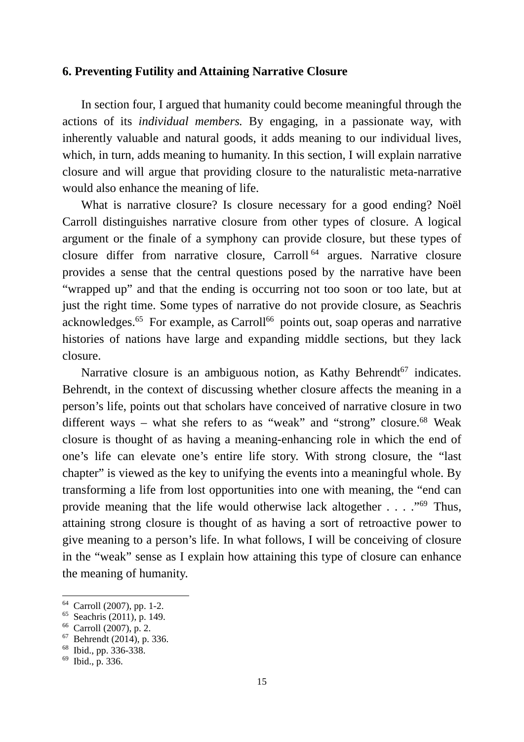### 6. Preventing Futility and Attaining Narrative Closure

In section four, I argued that humanity could become meaningful through the actions of its *individual members.* By engaging, in a passionate way, with inherently valuable and natural goods, it adds meaning to our individual lives, which, in turn, adds meaning to humanity. In this section, I will explain narrative closure and will argue that providing closure to the naturalistic meta-narrative would also enhance the meaning of life.

What is narrative closure? Is closure necessary for a good ending? Noël Carroll distinguishes narrative closure from other types of closure. A logical argument or the finale of a symphony can provide closure, but these types of closure differ from narrative closure, Carroll[64] argues. Narrative closure provides a sense that the central questions posed by the narrative have been "wrapped up" and that the ending is occurring not too soon or too late, but at just the right time. Some types of narrative do not provide closure, as Seachris acknowledges.[65] For example, as Carroll[66] points out, soap operas and narrative histories of nations have large and expanding middle sections, but they lack closure.

Narrative closure is an ambiguous notion, as Kathy Behrendt[67] indicates. Behrendt, in the context of discussing whether closure affects the meaning in a person's life, points out that scholars have conceived of narrative closure in two different ways – what she refers to as "weak" and "strong" closure.[68] Weak closure is thought of as having a meaning-enhancing role in which the end of one's life can elevate one's entire life story. With strong closure, the "last chapter" is viewed as the key to unifying the events into a meaningful whole. By transforming a life from lost opportunities into one with meaning, the "end can provide meaning that the life would otherwise lack altogether . . . ."[69] Thus, attaining strong closure is thought of as having a sort of retroactive power to give meaning to a person's life. In what follows, I will be conceiving of closure in the "weak" sense as I explain how attaining this type of closure can enhance the meaning of humanity.

---

[64] Carroll (2007), pp. 1-2.
[65] Seachris (2011), p. 149.
[66] Carroll (2007), p. 2.
[67] Behrendt (2014), p. 336.
[68] Ibid., pp. 336-338.
[69] Ibid., p. 336.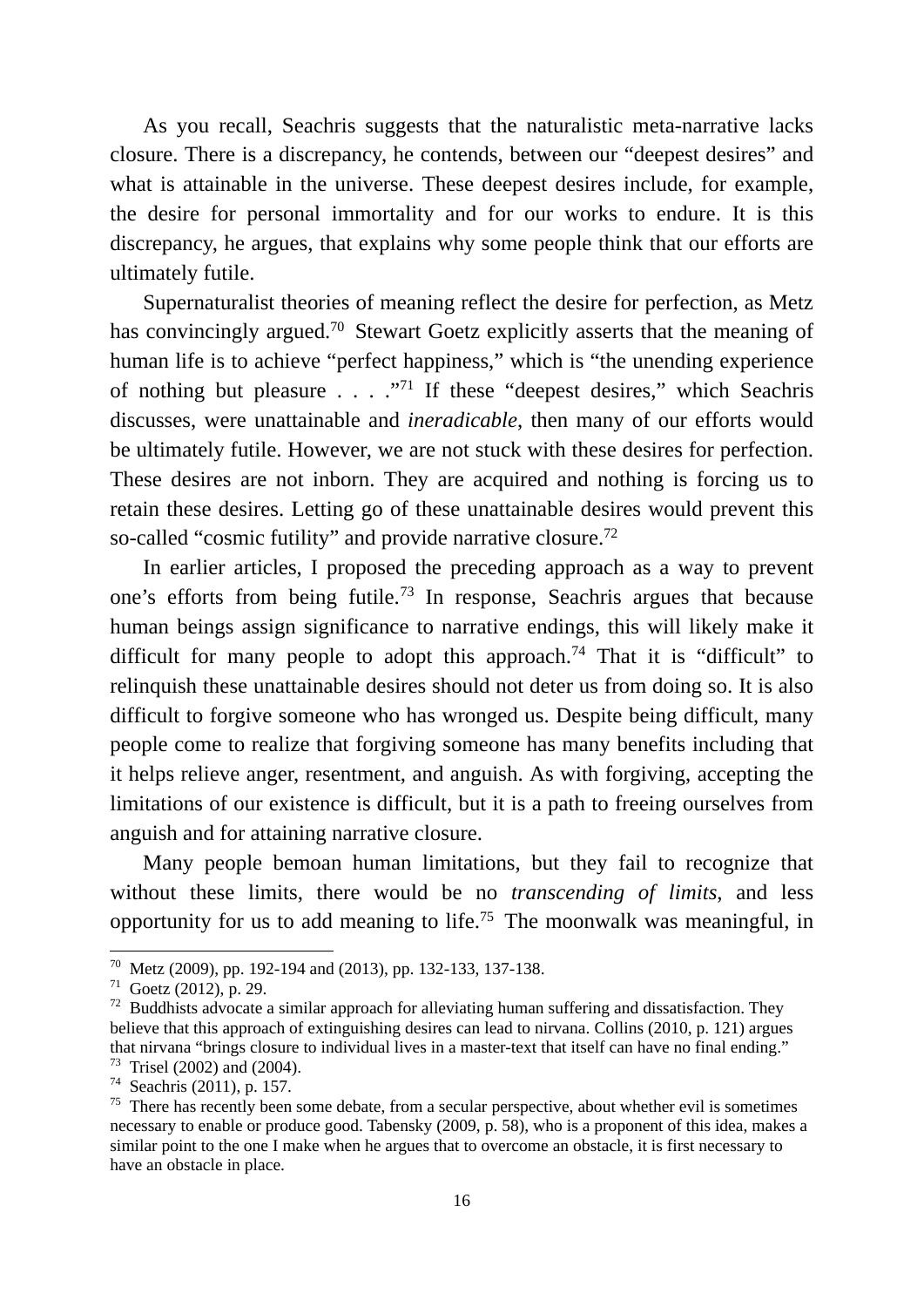As you recall, Seachris suggests that the naturalistic meta-narrative lacks closure. There is a discrepancy, he contends, between our "deepest desires" and what is attainable in the universe. These deepest desires include, for example, the desire for personal immortality and for our works to endure. It is this discrepancy, he argues, that explains why some people think that our efforts are ultimately futile.

Supernaturalist theories of meaning reflect the desire for perfection, as Metz has convincingly argued.[70] Stewart Goetz explicitly asserts that the meaning of human life is to achieve "perfect happiness," which is "the unending experience of nothing but pleasure . . . ."[71] If these "deepest desires," which Seachris discusses, were unattainable and *ineradicable*, then many of our efforts would be ultimately futile. However, we are not stuck with these desires for perfection. These desires are not inborn. They are acquired and nothing is forcing us to retain these desires. Letting go of these unattainable desires would prevent this so-called "cosmic futility" and provide narrative closure.[72]

In earlier articles, I proposed the preceding approach as a way to prevent one's efforts from being futile.[73] In response, Seachris argues that because human beings assign significance to narrative endings, this will likely make it difficult for many people to adopt this approach.[74] That it is "difficult" to relinquish these unattainable desires should not deter us from doing so. It is also difficult to forgive someone who has wronged us. Despite being difficult, many people come to realize that forgiving someone has many benefits including that it helps relieve anger, resentment, and anguish. As with forgiving, accepting the limitations of our existence is difficult, but it is a path to freeing ourselves from anguish and for attaining narrative closure.

Many people bemoan human limitations, but they fail to recognize that without these limits, there would be no *transcending of limits*, and less opportunity for us to add meaning to life.[75] The moonwalk was meaningful, in

---

[70] Metz (2009), pp. 192-194 and (2013), pp. 132-133, 137-138.

[71] Goetz (2012), p. 29.

[72] Buddhists advocate a similar approach for alleviating human suffering and dissatisfaction. They believe that this approach of extinguishing desires can lead to nirvana. Collins (2010, p. 121) argues that nirvana "brings closure to individual lives in a master-text that itself can have no final ending."

[73] Trisel (2002) and (2004).

[74] Seachris (2011), p. 157.

[75] There has recently been some debate, from a secular perspective, about whether evil is sometimes necessary to enable or produce good. Tabensky (2009, p. 58), who is a proponent of this idea, makes a similar point to the one I make when he argues that to overcome an obstacle, it is first necessary to have an obstacle in place.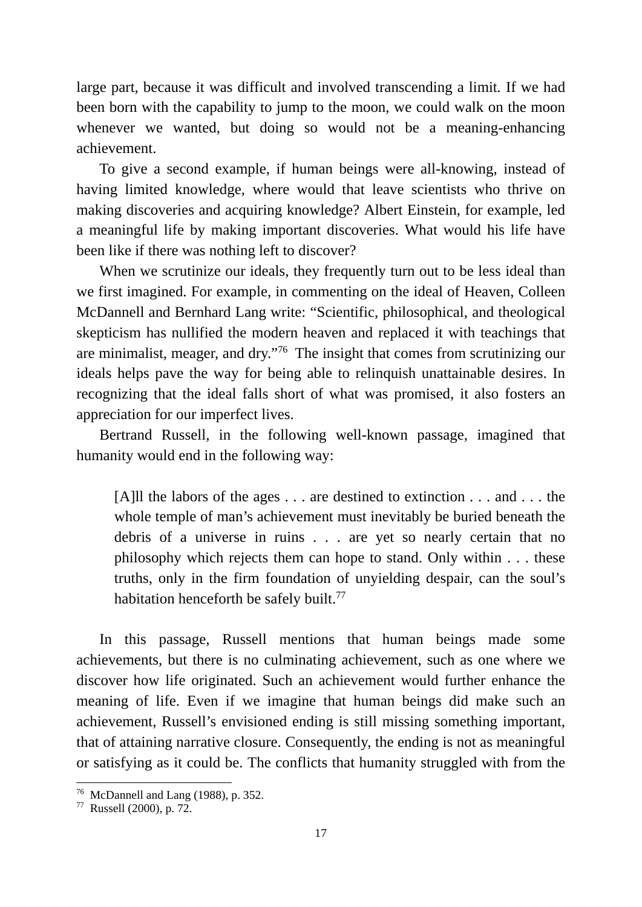large part, because it was difficult and involved transcending a limit. If we had been born with the capability to jump to the moon, we could walk on the moon whenever we wanted, but doing so would not be a meaning-enhancing achievement.

To give a second example, if human beings were all-knowing, instead of having limited knowledge, where would that leave scientists who thrive on making discoveries and acquiring knowledge? Albert Einstein, for example, led a meaningful life by making important discoveries. What would his life have been like if there was nothing left to discover?

When we scrutinize our ideals, they frequently turn out to be less ideal than we first imagined. For example, in commenting on the ideal of Heaven, Colleen McDannell and Bernhard Lang write: "Scientific, philosophical, and theological skepticism has nullified the modern heaven and replaced it with teachings that are minimalist, meager, and dry."[76] The insight that comes from scrutinizing our ideals helps pave the way for being able to relinquish unattainable desires. In recognizing that the ideal falls short of what was promised, it also fosters an appreciation for our imperfect lives.

Bertrand Russell, in the following well-known passage, imagined that humanity would end in the following way:

> [A]ll the labors of the ages . . . are destined to extinction . . . and . . . the whole temple of man's achievement must inevitably be buried beneath the debris of a universe in ruins . . . are yet so nearly certain that no philosophy which rejects them can hope to stand. Only within . . . these truths, only in the firm foundation of unyielding despair, can the soul's habitation henceforth be safely built.[77]

In this passage, Russell mentions that human beings made some achievements, but there is no culminating achievement, such as one where we discover how life originated. Such an achievement would further enhance the meaning of life. Even if we imagine that human beings did make such an achievement, Russell's envisioned ending is still missing something important, that of attaining narrative closure. Consequently, the ending is not as meaningful or satisfying as it could be. The conflicts that humanity struggled with from the

---

[76] McDannell and Lang (1988), p. 352.

[77] Russell (2000), p. 72.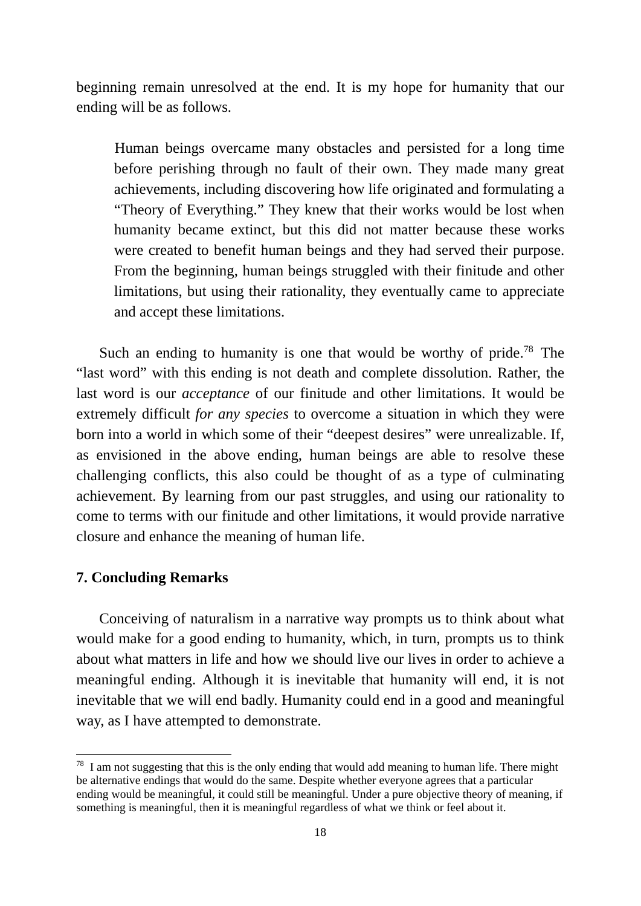beginning remain unresolved at the end. It is my hope for humanity that our ending will be as follows.

> Human beings overcame many obstacles and persisted for a long time before perishing through no fault of their own. They made many great achievements, including discovering how life originated and formulating a "Theory of Everything." They knew that their works would be lost when humanity became extinct, but this did not matter because these works were created to benefit human beings and they had served their purpose. From the beginning, human beings struggled with their finitude and other limitations, but using their rationality, they eventually came to appreciate and accept these limitations.

Such an ending to humanity is one that would be worthy of pride.[78] The "last word" with this ending is not death and complete dissolution. Rather, the last word is our *acceptance* of our finitude and other limitations. It would be extremely difficult *for any species* to overcome a situation in which they were born into a world in which some of their "deepest desires" were unrealizable. If, as envisioned in the above ending, human beings are able to resolve these challenging conflicts, this also could be thought of as a type of culminating achievement. By learning from our past struggles, and using our rationality to come to terms with our finitude and other limitations, it would provide narrative closure and enhance the meaning of human life.

## 7. Concluding Remarks

Conceiving of naturalism in a narrative way prompts us to think about what would make for a good ending to humanity, which, in turn, prompts us to think about what matters in life and how we should live our lives in order to achieve a meaningful ending. Although it is inevitable that humanity will end, it is not inevitable that we will end badly. Humanity could end in a good and meaningful way, as I have attempted to demonstrate.

---

[78] I am not suggesting that this is the only ending that would add meaning to human life. There might be alternative endings that would do the same. Despite whether everyone agrees that a particular ending would be meaningful, it could still be meaningful. Under a pure objective theory of meaning, if something is meaningful, then it is meaningful regardless of what we think or feel about it.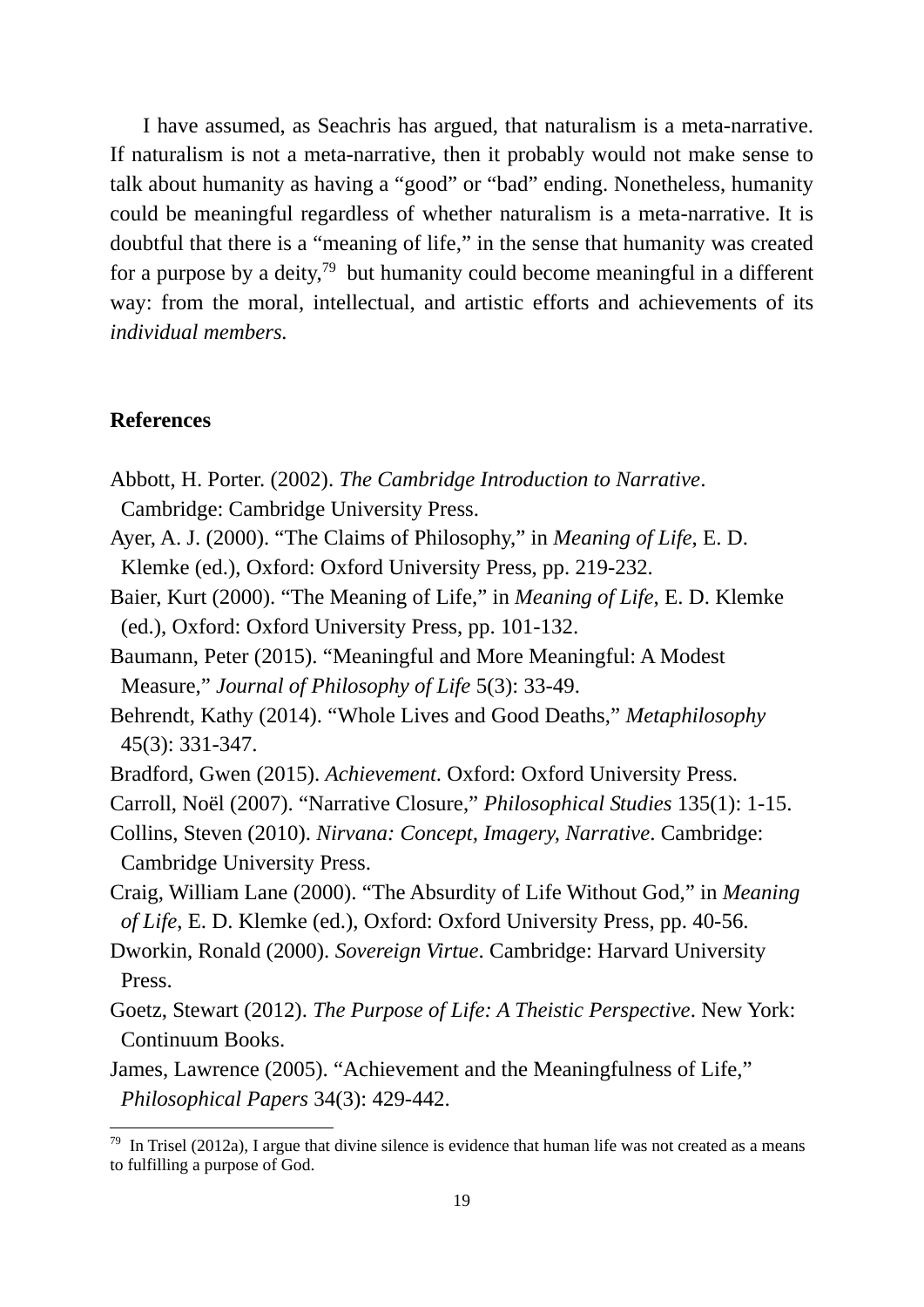I have assumed, as Seachris has argued, that naturalism is a meta-narrative. If naturalism is not a meta-narrative, then it probably would not make sense to talk about humanity as having a "good" or "bad" ending. Nonetheless, humanity could be meaningful regardless of whether naturalism is a meta-narrative. It is doubtful that there is a "meaning of life," in the sense that humanity was created for a purpose by a deity,[79] but humanity could become meaningful in a different way: from the moral, intellectual, and artistic efforts and achievements of its *individual members.*

## References

Abbott, H. Porter. (2002). *The Cambridge Introduction to Narrative*. Cambridge: Cambridge University Press.

Ayer, A. J. (2000). "The Claims of Philosophy," in *Meaning of Life*, E. D. Klemke (ed.), Oxford: Oxford University Press, pp. 219-232.

Baier, Kurt (2000). "The Meaning of Life," in *Meaning of Life*, E. D. Klemke (ed.), Oxford: Oxford University Press, pp. 101-132.

Baumann, Peter (2015). "Meaningful and More Meaningful: A Modest Measure," *Journal of Philosophy of Life* 5(3): 33-49.

Behrendt, Kathy (2014). "Whole Lives and Good Deaths," *Metaphilosophy* 45(3): 331-347.

Bradford, Gwen (2015). *Achievement*. Oxford: Oxford University Press.

Carroll, Noël (2007). "Narrative Closure," *Philosophical Studies* 135(1): 1-15.

Collins, Steven (2010). *Nirvana: Concept, Imagery, Narrative*. Cambridge: Cambridge University Press.

Craig, William Lane (2000). "The Absurdity of Life Without God," in *Meaning of Life*, E. D. Klemke (ed.), Oxford: Oxford University Press, pp. 40-56.

Dworkin, Ronald (2000). *Sovereign Virtue*. Cambridge: Harvard University Press.

Goetz, Stewart (2012). *The Purpose of Life: A Theistic Perspective*. New York: Continuum Books.

James, Lawrence (2005). "Achievement and the Meaningfulness of Life," *Philosophical Papers* 34(3): 429-442.

[79] In Trisel (2012a), I argue that divine silence is evidence that human life was not created as a means to fulfilling a purpose of God.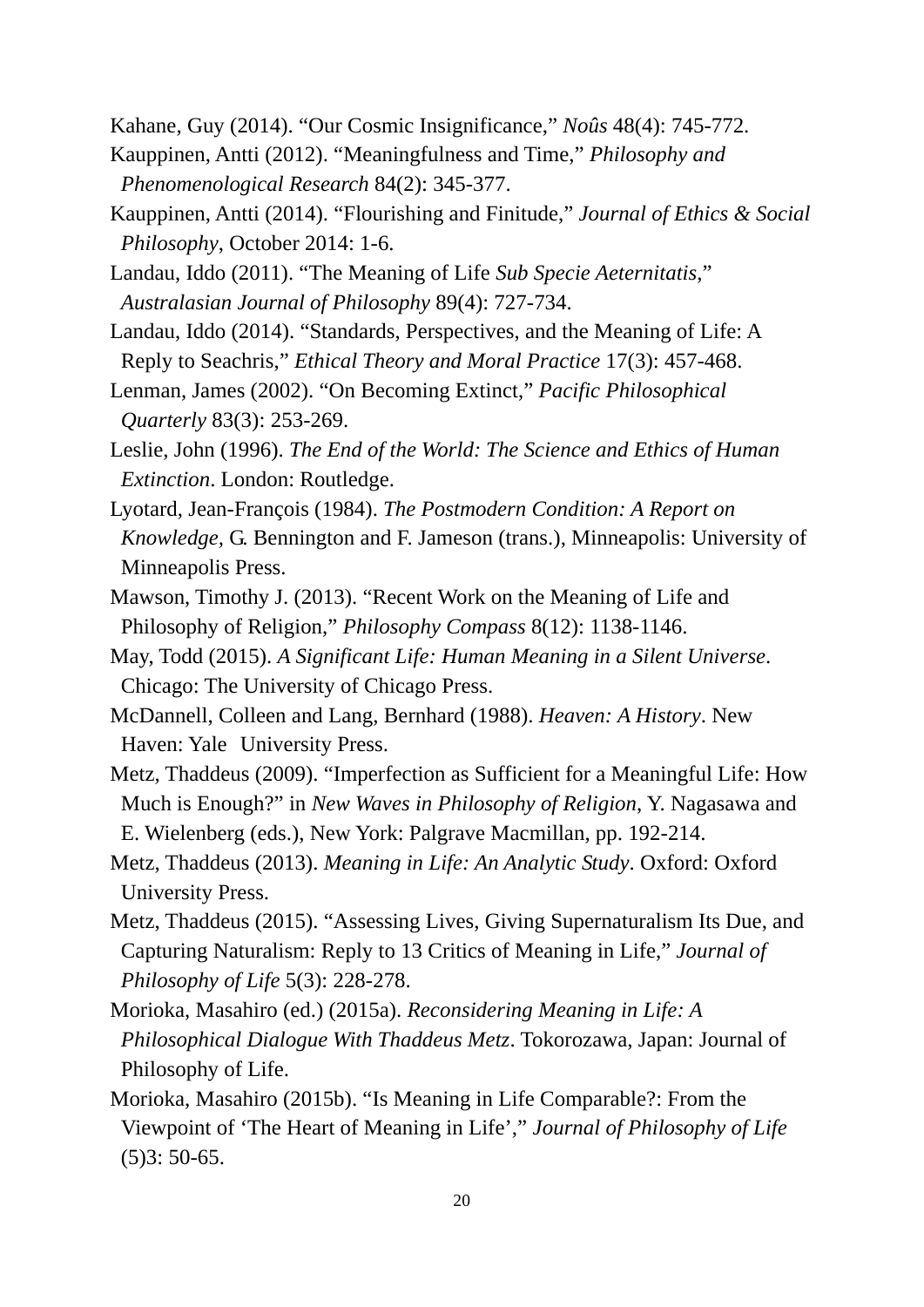Kahane, Guy (2014). "Our Cosmic Insignificance," *Noûs* 48(4): 745-772.

Kauppinen, Antti (2012). "Meaningfulness and Time," *Philosophy and Phenomenological Research* 84(2): 345-377.

Kauppinen, Antti (2014). "Flourishing and Finitude," *Journal of Ethics & Social Philosophy*, October 2014: 1-6.

Landau, Iddo (2011). "The Meaning of Life *Sub Specie Aeternitatis*," *Australasian Journal of Philosophy* 89(4): 727-734.

Landau, Iddo (2014). "Standards, Perspectives, and the Meaning of Life: A Reply to Seachris," *Ethical Theory and Moral Practice* 17(3): 457-468.

Lenman, James (2002). "On Becoming Extinct," *Pacific Philosophical Quarterly* 83(3): 253-269.

Leslie, John (1996). *The End of the World: The Science and Ethics of Human Extinction*. London: Routledge.

Lyotard, Jean-François (1984). *The Postmodern Condition: A Report on Knowledge*, G. Bennington and F. Jameson (trans.), Minneapolis: University of Minneapolis Press.

Mawson, Timothy J. (2013). "Recent Work on the Meaning of Life and Philosophy of Religion," *Philosophy Compass* 8(12): 1138-1146.

May, Todd (2015). *A Significant Life: Human Meaning in a Silent Universe*. Chicago: The University of Chicago Press.

McDannell, Colleen and Lang, Bernhard (1988). *Heaven: A History*. New Haven: Yale University Press.

Metz, Thaddeus (2009). "Imperfection as Sufficient for a Meaningful Life: How Much is Enough?" in *New Waves in Philosophy of Religion*, Y. Nagasawa and E. Wielenberg (eds.), New York: Palgrave Macmillan, pp. 192-214.

Metz, Thaddeus (2013). *Meaning in Life: An Analytic Study*. Oxford: Oxford University Press.

Metz, Thaddeus (2015). "Assessing Lives, Giving Supernaturalism Its Due, and Capturing Naturalism: Reply to 13 Critics of Meaning in Life," *Journal of Philosophy of Life* 5(3): 228-278.

Morioka, Masahiro (ed.) (2015a). *Reconsidering Meaning in Life: A Philosophical Dialogue With Thaddeus Metz*. Tokorozawa, Japan: Journal of Philosophy of Life.

Morioka, Masahiro (2015b). "Is Meaning in Life Comparable?: From the Viewpoint of 'The Heart of Meaning in Life'," *Journal of Philosophy of Life* (5)3: 50-65.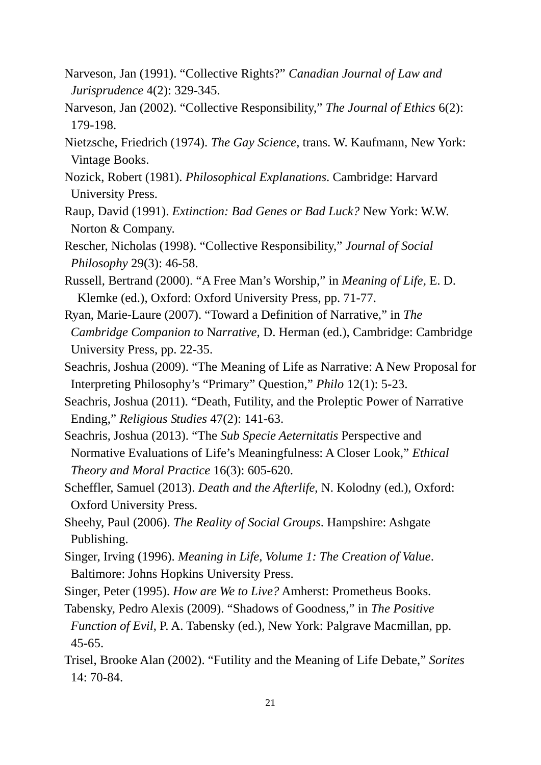Narveson, Jan (1991). “Collective Rights?” *Canadian Journal of Law and Jurisprudence* 4(2): 329-345.

Narveson, Jan (2002). “Collective Responsibility,” *The Journal of Ethics* 6(2): 179-198.

Nietzsche, Friedrich (1974). *The Gay Science*, trans. W. Kaufmann, New York: Vintage Books.

Nozick, Robert (1981). *Philosophical Explanations*. Cambridge: Harvard University Press.

Raup, David (1991). *Extinction: Bad Genes or Bad Luck?* New York: W.W. Norton & Company.

Rescher, Nicholas (1998). “Collective Responsibility,” *Journal of Social Philosophy* 29(3): 46-58.

Russell, Bertrand (2000). “A Free Man’s Worship,” in *Meaning of Life*, E. D. Klemke (ed.), Oxford: Oxford University Press, pp. 71-77.

Ryan, Marie-Laure (2007). “Toward a Definition of Narrative,” in *The Cambridge Companion to* N*arrative*, D. Herman (ed.), Cambridge: Cambridge University Press, pp. 22-35.

Seachris, Joshua (2009). “The Meaning of Life as Narrative: A New Proposal for Interpreting Philosophy’s “Primary” Question,” *Philo* 12(1): 5-23.

Seachris, Joshua (2011). “Death, Futility, and the Proleptic Power of Narrative Ending,” *Religious Studies* 47(2): 141-63.

Seachris, Joshua (2013). “The *Sub Specie Aeternitatis* Perspective and Normative Evaluations of Life’s Meaningfulness: A Closer Look,” *Ethical Theory and Moral Practice* 16(3): 605-620.

Scheffler, Samuel (2013). *Death and the Afterlife*, N. Kolodny (ed.), Oxford: Oxford University Press.

Sheehy, Paul (2006). *The Reality of Social Groups*. Hampshire: Ashgate Publishing.

Singer, Irving (1996). *Meaning in Life, Volume 1: The Creation of Value*. Baltimore: Johns Hopkins University Press.

Singer, Peter (1995). *How are We to Live?* Amherst: Prometheus Books.

Tabensky, Pedro Alexis (2009). “Shadows of Goodness,” in *The Positive Function of Evil*, P. A. Tabensky (ed.), New York: Palgrave Macmillan, pp. 45-65.

Trisel, Brooke Alan (2002). “Futility and the Meaning of Life Debate,” *Sorites* 14: 70-84.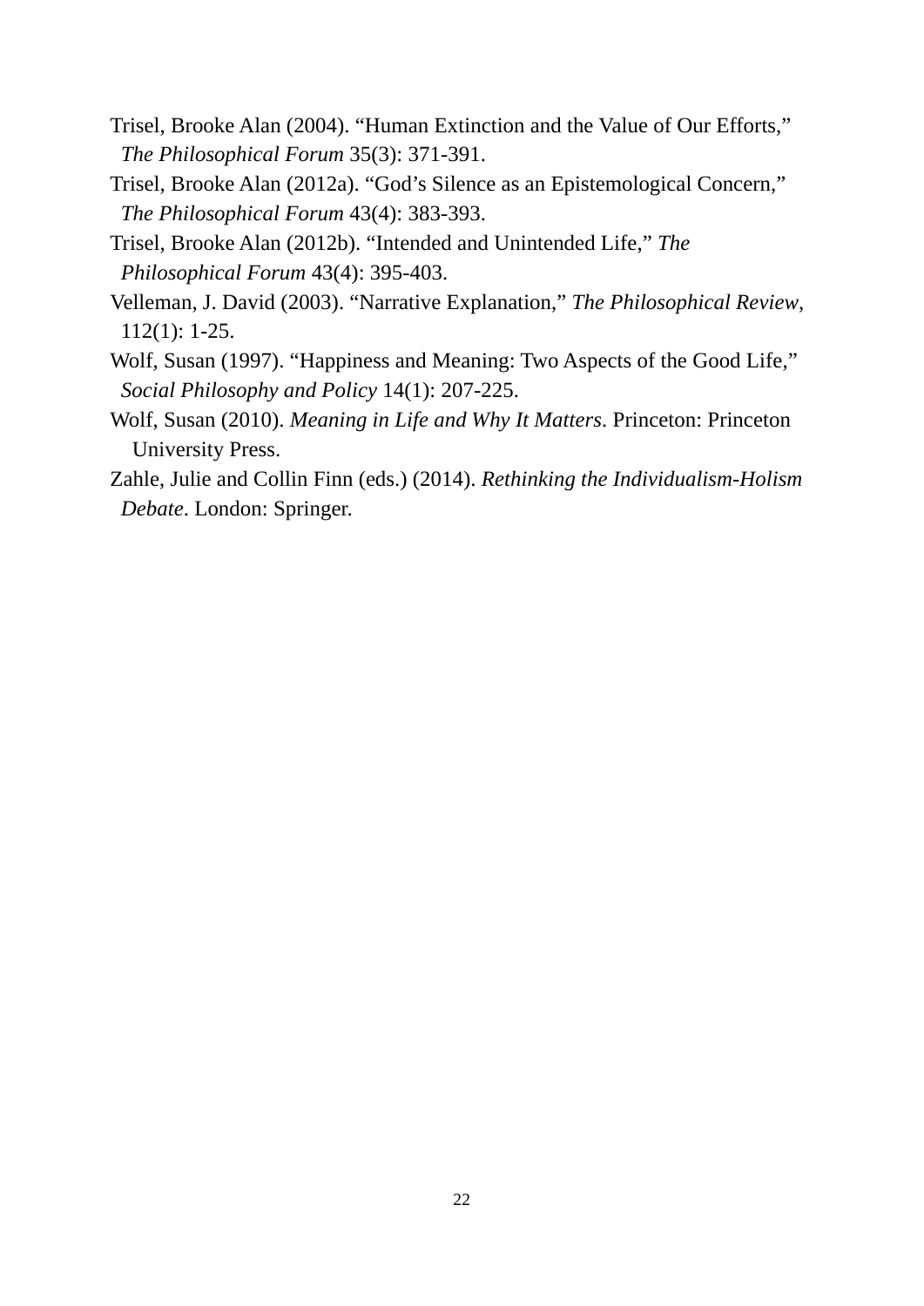Trisel, Brooke Alan (2004). "Human Extinction and the Value of Our Efforts," *The Philosophical Forum* 35(3): 371-391.

Trisel, Brooke Alan (2012a). "God's Silence as an Epistemological Concern," *The Philosophical Forum* 43(4): 383-393.

Trisel, Brooke Alan (2012b). "Intended and Unintended Life," *The Philosophical Forum* 43(4): 395-403.

Velleman, J. David (2003). "Narrative Explanation," *The Philosophical Review*, 112(1): 1-25.

Wolf, Susan (1997). "Happiness and Meaning: Two Aspects of the Good Life," *Social Philosophy and Policy* 14(1): 207-225.

Wolf, Susan (2010). *Meaning in Life and Why It Matters*. Princeton: Princeton University Press.

Zahle, Julie and Collin Finn (eds.) (2014). *Rethinking the Individualism-Holism Debate*. London: Springer.